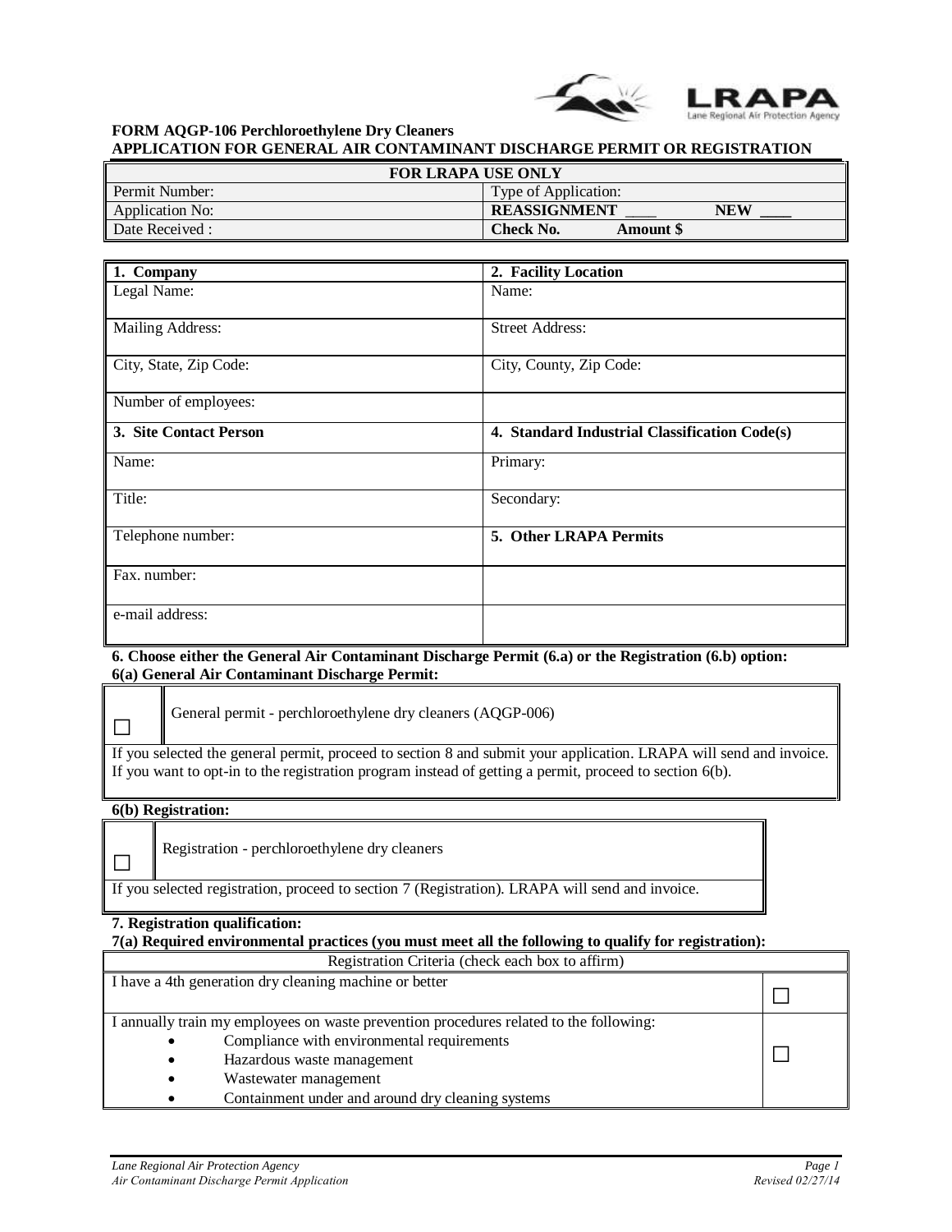**FORM AQGP-106 Perchloroethylene Dry Cleaners**
**APPLICATION FOR GENERAL AIR CONTAMINANT DISCHARGE PERMIT OR REGISTRATION**

| **FOR LRAPA USE ONLY** | |
|---|---|
| Permit Number: | Type of Application: |
| Application No: | **REASSIGNMENT \_\_\_\_ NEW \_\_\_\_** |
| Date Received : | **Check No. Amount $** |

| **1. Company** | **2. Facility Location** |
|---|---|
| Legal Name: | Name: |
| Mailing Address: | Street Address: |
| City, State, Zip Code: | City, County, Zip Code: |
| Number of employees: | |
| **3. Site Contact Person** | **4. Standard Industrial Classification Code(s)** |
| Name: | Primary: |
| Title: | Secondary: |
| Telephone number: | **5. Other LRAPA Permits** |
| Fax. number: | |
| e-mail address: | |

**6. Choose either the General Air Contaminant Discharge Permit (6.a) or the Registration (6.b) option:**

**6(a) General Air Contaminant Discharge Permit:**

| ☐ | General permit - perchloroethylene dry cleaners (AQGP-006) |
|---|---|
| If you selected the general permit, proceed to section 8 and submit your application. LRAPA will send and invoice. If you want to opt-in to the registration program instead of getting a permit, proceed to section 6(b). | |

**6(b) Registration:**

| ☐ | Registration - perchloroethylene dry cleaners |
|---|---|
| If you selected registration, proceed to section 7 (Registration). LRAPA will send and invoice. | |

**7. Registration qualification:**

**7(a) Required environmental practices (you must meet all the following to qualify for registration):**

| Registration Criteria (check each box to affirm) | |
|---|---|
| I have a 4th generation dry cleaning machine or better | ☐ |
| I annually train my employees on waste prevention procedures related to the following: <br>• Compliance with environmental requirements <br>• Hazardous waste management <br>• Wastewater management <br>• Containment under and around dry cleaning systems | ☐ |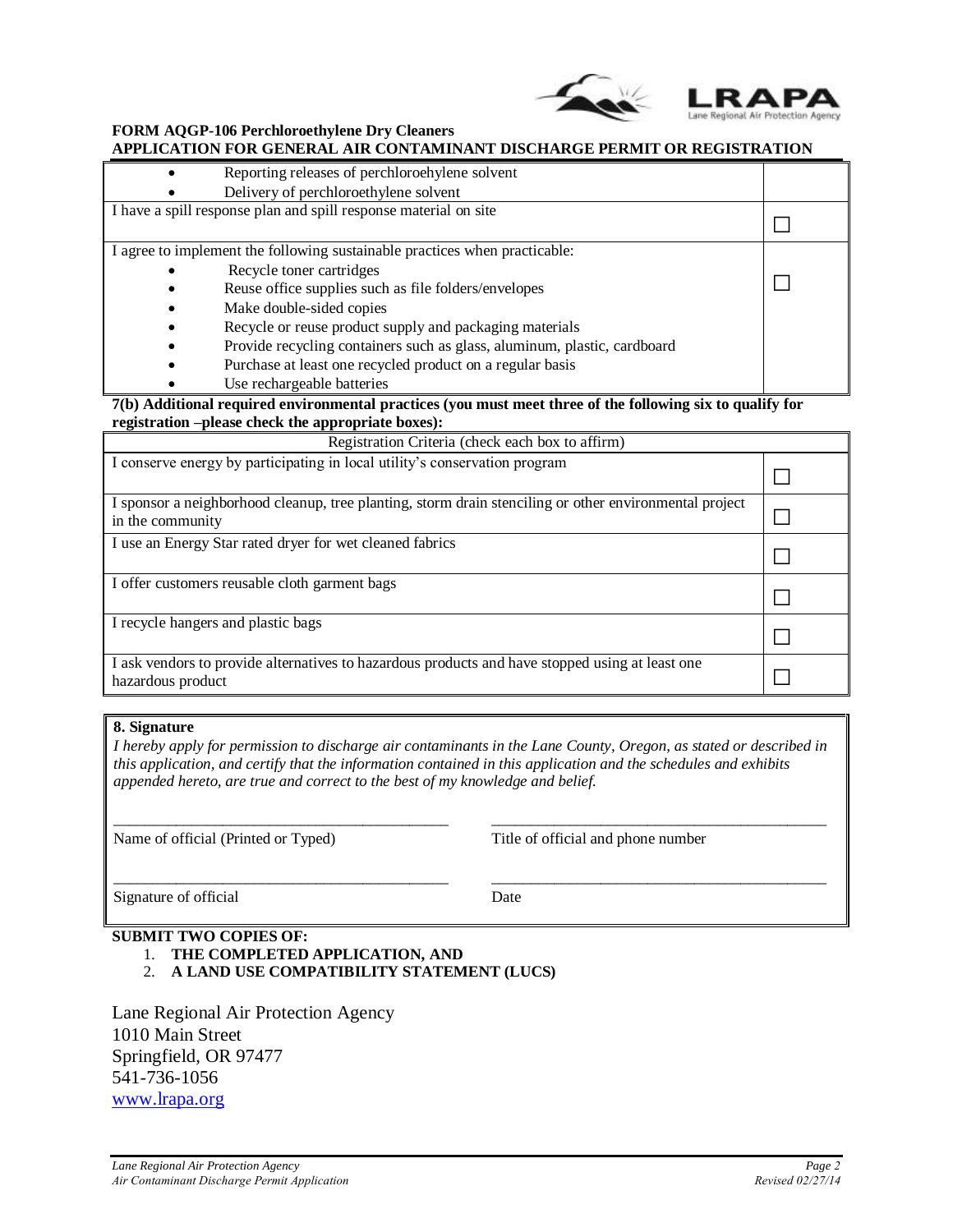**FORM AQGP-106 Perchloroethylene Dry Cleaners**
**APPLICATION FOR GENERAL AIR CONTAMINANT DISCHARGE PERMIT OR REGISTRATION**

| | |
|---|---|
| • Reporting releases of perchloroehylene solvent<br>• Delivery of perchloroethylene solvent | |
| I have a spill response plan and spill response material on site | ☐ |
| I agree to implement the following sustainable practices when practicable:<br>• Recycle toner cartridges<br>• Reuse office supplies such as file folders/envelopes<br>• Make double-sided copies<br>• Recycle or reuse product supply and packaging materials<br>• Provide recycling containers such as glass, aluminum, plastic, cardboard<br>• Purchase at least one recycled product on a regular basis<br>• Use rechargeable batteries | ☐ |

**7(b) Additional required environmental practices (you must meet three of the following six to qualify for registration –please check the appropriate boxes):**

| Registration Criteria (check each box to affirm) | |
|---|---|
| I conserve energy by participating in local utility's conservation program | ☐ |
| I sponsor a neighborhood cleanup, tree planting, storm drain stenciling or other environmental project in the community | ☐ |
| I use an Energy Star rated dryer for wet cleaned fabrics | ☐ |
| I offer customers reusable cloth garment bags | ☐ |
| I recycle hangers and plastic bags | ☐ |
| I ask vendors to provide alternatives to hazardous products and have stopped using at least one hazardous product | ☐ |

**8. Signature**

*I hereby apply for permission to discharge air contaminants in the Lane County, Oregon, as stated or described in this application, and certify that the information contained in this application and the schedules and exhibits appended hereto, are true and correct to the best of my knowledge and belief.*

| | |
|---|---|
| ____________________________________________ | ____________________________________________ |
| Name of official (Printed or Typed) | Title of official and phone number |
| ____________________________________________ | ____________________________________________ |
| Signature of official | Date |

**SUBMIT TWO COPIES OF:**

1. **THE COMPLETED APPLICATION, AND**
2. **A LAND USE COMPATIBILITY STATEMENT (LUCS)**

Lane Regional Air Protection Agency
1010 Main Street
Springfield, OR 97477
541-736-1056
[www.lrapa.org](http://www.lrapa.org)